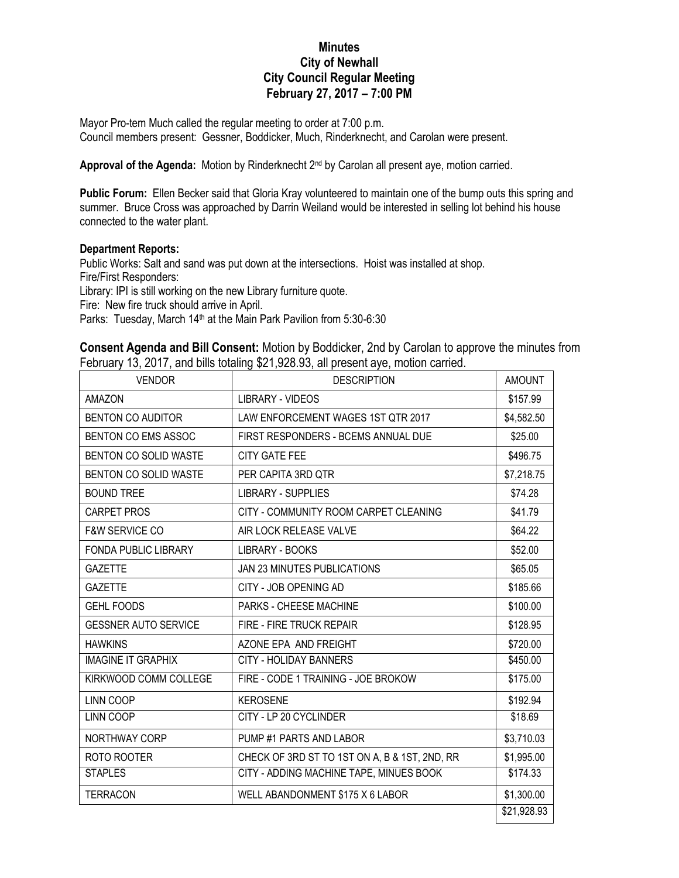# Minutes
# City of Newhall
# City Council Regular Meeting
# February 27, 2017 – 7:00 PM

Mayor Pro-tem Much called the regular meeting to order at 7:00 p.m.
Council members present: Gessner, Boddicker, Much, Rinderknecht, and Carolan were present.

**Approval of the Agenda:** Motion by Rinderknecht 2nd by Carolan all present aye, motion carried.

**Public Forum:** Ellen Becker said that Gloria Kray volunteered to maintain one of the bump outs this spring and summer. Bruce Cross was approached by Darrin Weiland would be interested in selling lot behind his house connected to the water plant.

**Department Reports:**
Public Works: Salt and sand was put down at the intersections. Hoist was installed at shop.
Fire/First Responders:
Library: IPI is still working on the new Library furniture quote.
Fire: New fire truck should arrive in April.
Parks: Tuesday, March 14th at the Main Park Pavilion from 5:30-6:30

**Consent Agenda and Bill Consent:** Motion by Boddicker, 2nd by Carolan to approve the minutes from February 13, 2017, and bills totaling $21,928.93, all present aye, motion carried.

| VENDOR | DESCRIPTION | AMOUNT |
|---|---|---|
| AMAZON | LIBRARY - VIDEOS | $157.99 |
| BENTON CO AUDITOR | LAW ENFORCEMENT WAGES 1ST QTR 2017 | $4,582.50 |
| BENTON CO EMS ASSOC | FIRST RESPONDERS - BCEMS ANNUAL DUE | $25.00 |
| BENTON CO SOLID WASTE | CITY GATE FEE | $496.75 |
| BENTON CO SOLID WASTE | PER CAPITA 3RD QTR | $7,218.75 |
| BOUND TREE | LIBRARY - SUPPLIES | $74.28 |
| CARPET PROS | CITY - COMMUNITY ROOM CARPET CLEANING | $41.79 |
| F&W SERVICE CO | AIR LOCK RELEASE VALVE | $64.22 |
| FONDA PUBLIC LIBRARY | LIBRARY - BOOKS | $52.00 |
| GAZETTE | JAN 23 MINUTES PUBLICATIONS | $65.05 |
| GAZETTE | CITY - JOB OPENING AD | $185.66 |
| GEHL FOODS | PARKS - CHEESE MACHINE | $100.00 |
| GESSNER AUTO SERVICE | FIRE - FIRE TRUCK REPAIR | $128.95 |
| HAWKINS | AZONE EPA AND FREIGHT | $720.00 |
| IMAGINE IT GRAPHIX | CITY - HOLIDAY BANNERS | $450.00 |
| KIRKWOOD COMM COLLEGE | FIRE - CODE 1 TRAINING - JOE BROKOW | $175.00 |
| LINN COOP | KEROSENE | $192.94 |
| LINN COOP | CITY - LP 20 CYCLINDER | $18.69 |
| NORTHWAY CORP | PUMP #1 PARTS AND LABOR | $3,710.03 |
| ROTO ROOTER | CHECK OF 3RD ST TO 1ST ON A, B & 1ST, 2ND, RR | $1,995.00 |
| STAPLES | CITY - ADDING MACHINE TAPE, MINUES BOOK | $174.33 |
| TERRACON | WELL ABANDONMENT $175 X 6 LABOR | $1,300.00 |
| | | $21,928.93 |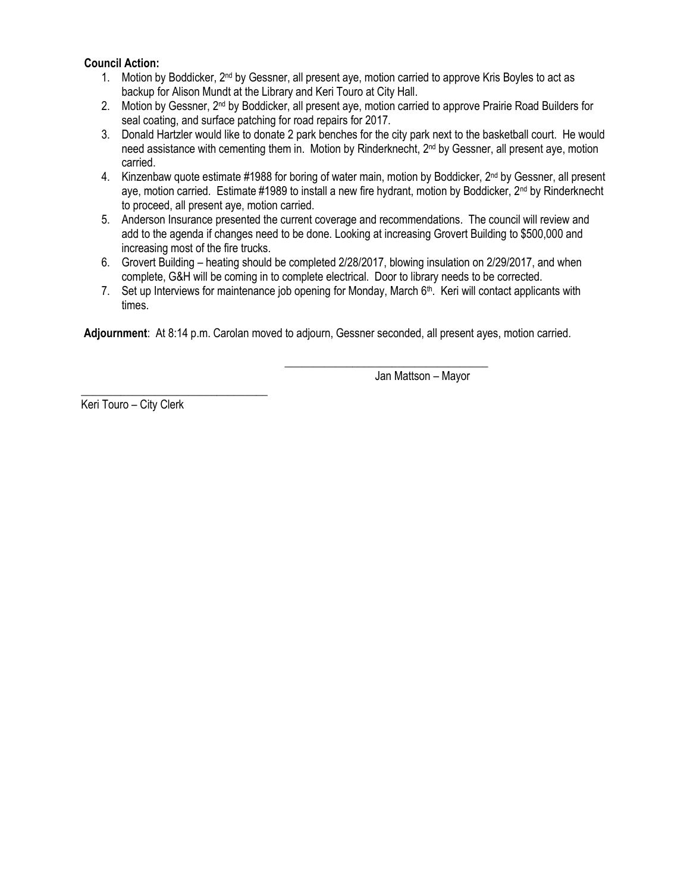**Council Action:**

1. Motion by Boddicker, 2nd by Gessner, all present aye, motion carried to approve Kris Boyles to act as backup for Alison Mundt at the Library and Keri Touro at City Hall.
2. Motion by Gessner, 2nd by Boddicker, all present aye, motion carried to approve Prairie Road Builders for seal coating, and surface patching for road repairs for 2017.
3. Donald Hartzler would like to donate 2 park benches for the city park next to the basketball court. He would need assistance with cementing them in. Motion by Rinderknecht, 2nd by Gessner, all present aye, motion carried.
4. Kinzenbaw quote estimate #1988 for boring of water main, motion by Boddicker, 2nd by Gessner, all present aye, motion carried. Estimate #1989 to install a new fire hydrant, motion by Boddicker, 2nd by Rinderknecht to proceed, all present aye, motion carried.
5. Anderson Insurance presented the current coverage and recommendations. The council will review and add to the agenda if changes need to be done. Looking at increasing Grovert Building to $500,000 and increasing most of the fire trucks.
6. Grovert Building – heating should be completed 2/28/2017, blowing insulation on 2/29/2017, and when complete, G&H will be coming in to complete electrical. Door to library needs to be corrected.
7. Set up Interviews for maintenance job opening for Monday, March 6th. Keri will contact applicants with times.

**Adjournment**: At 8:14 p.m. Carolan moved to adjourn, Gessner seconded, all present ayes, motion carried.

\_\_\_\_\_\_\_\_\_\_\_\_\_\_\_\_\_\_\_\_\_\_\_\_\_\_\_\_\_\_\_\_\_\_\_\_

Jan Mattson – Mayor

\_\_\_\_\_\_\_\_\_\_\_\_\_\_\_\_\_\_\_\_\_\_\_\_\_\_\_\_\_\_\_\_\_\_\_\_

Keri Touro – City Clerk